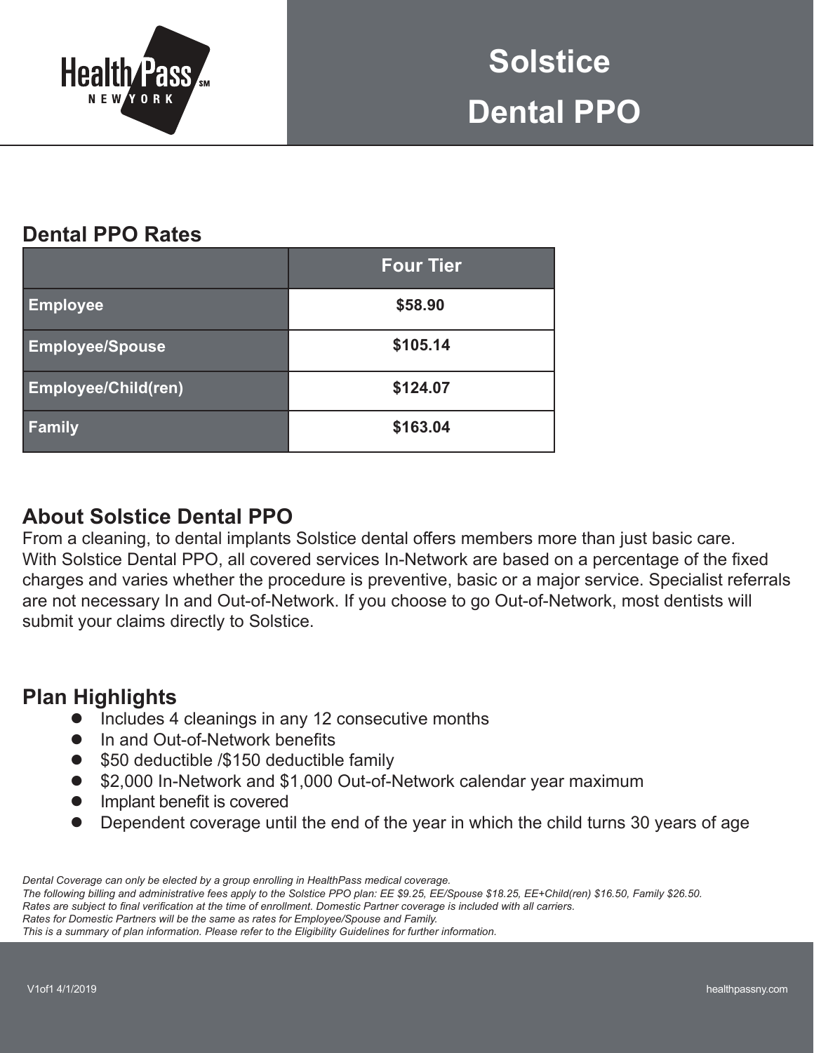HealthPass NEW YORK

# Solstice Dental PPO

## Dental PPO Rates

| | Four Tier |
|---|---|
| **Employee** | **$58.90** |
| **Employee/Spouse** | **$105.14** |
| **Employee/Child(ren)** | **$124.07** |
| **Family** | **$163.04** |

## About Solstice Dental PPO

From a cleaning, to dental implants Solstice dental offers members more than just basic care. With Solstice Dental PPO, all covered services In-Network are based on a percentage of the fixed charges and varies whether the procedure is preventive, basic or a major service. Specialist referrals are not necessary In and Out-of-Network. If you choose to go Out-of-Network, most dentists will submit your claims directly to Solstice.

## Plan Highlights

- Includes 4 cleanings in any 12 consecutive months
- In and Out-of-Network benefits
- $50 deductible /$150 deductible family
- $2,000 In-Network and $1,000 Out-of-Network calendar year maximum
- Implant benefit is covered
- Dependent coverage until the end of the year in which the child turns 30 years of age

*Dental Coverage can only be elected by a group enrolling in HealthPass medical coverage.*
*The following billing and administrative fees apply to the Solstice PPO plan: EE $9.25, EE/Spouse $18.25, EE+Child(ren) $16.50, Family $26.50.*
*Rates are subject to final verification at the time of enrollment. Domestic Partner coverage is included with all carriers.*
*Rates for Domestic Partners will be the same as rates for Employee/Spouse and Family.*
*This is a summary of plan information. Please refer to the Eligibility Guidelines for further information.*

V1of1 4/1/2019

healthpassny.com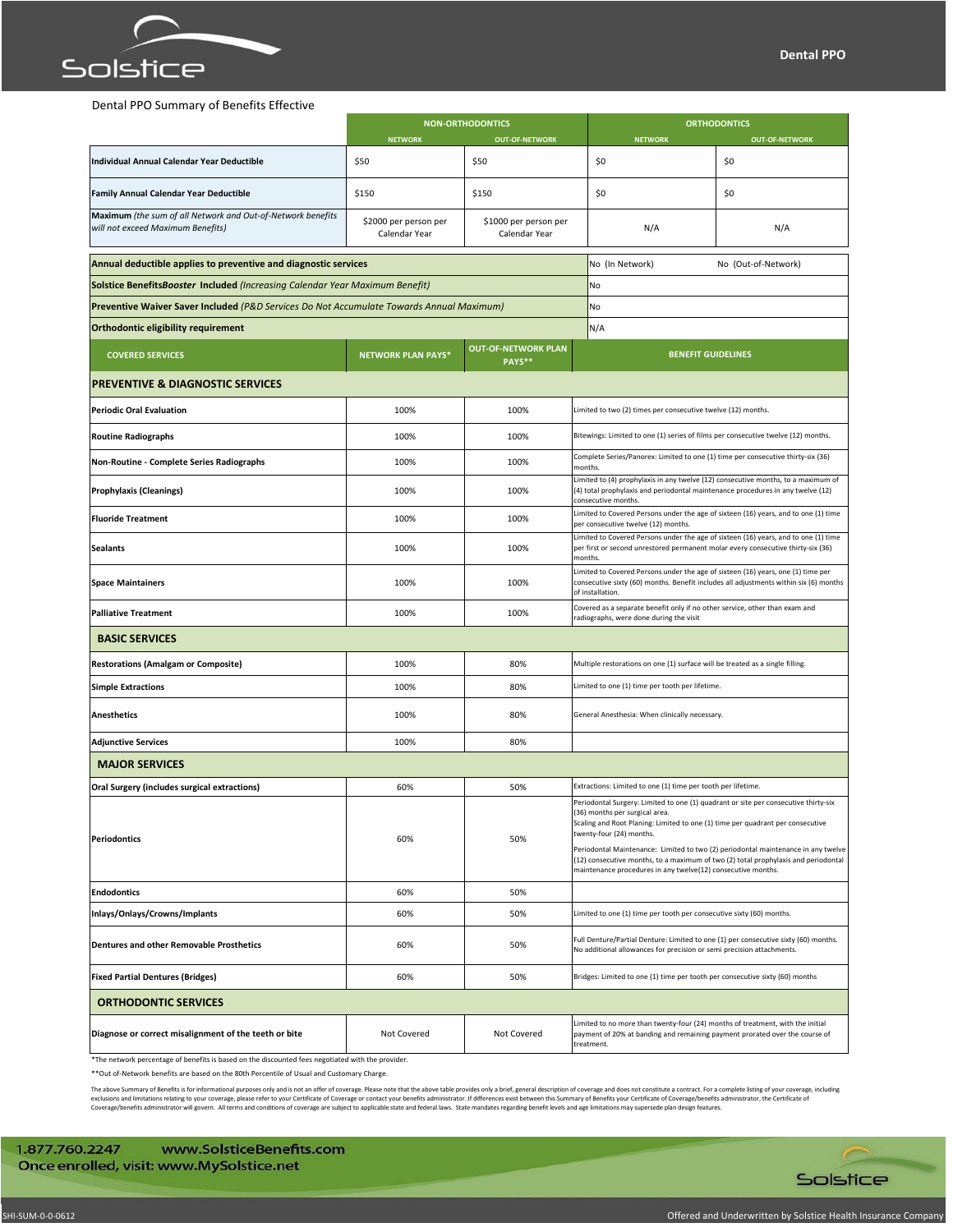Dental PPO

Dental PPO Summary of Benefits Effective

| | NON-ORTHODONTICS | | ORTHODONTICS | |
|---|---|---|---|---|
| | NETWORK | OUT-OF-NETWORK | NETWORK | OUT-OF-NETWORK |
| **Individual Annual Calendar Year Deductible** | $50 | $50 | $0 | $0 |
| **Family Annual Calendar Year Deductible** | $150 | $150 | $0 | $0 |
| **Maximum** *(the sum of all Network and Out-of-Network benefits will not exceed Maximum Benefits)* | $2000 per person per Calendar Year | $1000 per person per Calendar Year | N/A | N/A |

| | |
|---|---|
| **Annual deductible applies to preventive and diagnostic services** | No (In Network) No (Out-of-Network) |
| **Solstice Benefits*Booster* Included** *(Increasing Calendar Year Maximum Benefit)* | No |
| **Preventive Waiver Saver Included** *(P&D Services Do Not Accumulate Towards Annual Maximum)* | No |
| **Orthodontic eligibility requirement** | N/A |

| COVERED SERVICES | NETWORK PLAN PAYS* | OUT-OF-NETWORK PLAN PAYS** | BENEFIT GUIDELINES |
|---|---|---|---|
| **PREVENTIVE & DIAGNOSTIC SERVICES** | | | |
| **Periodic Oral Evaluation** | 100% | 100% | Limited to two (2) times per consecutive twelve (12) months. |
| **Routine Radiographs** | 100% | 100% | Bitewings: Limited to one (1) series of films per consecutive twelve (12) months. |
| **Non-Routine - Complete Series Radiographs** | 100% | 100% | Complete Series/Panorex: Limited to one (1) time per consecutive thirty-six (36) months. |
| **Prophylaxis (Cleanings)** | 100% | 100% | Limited to (4) prophylaxis in any twelve (12) consecutive months, to a maximum of (4) total prophylaxis and periodontal maintenance procedures in any twelve (12) consecutive months. |
| **Fluoride Treatment** | 100% | 100% | Limited to Covered Persons under the age of sixteen (16) years, and to one (1) time per consecutive twelve (12) months. |
| **Sealants** | 100% | 100% | Limited to Covered Persons under the age of sixteen (16) years, and to one (1) time per first or second unrestored permanent molar every consecutive thirty-six (36) months. |
| **Space Maintainers** | 100% | 100% | Limited to Covered Persons under the age of sixteen (16) years, one (1) time per consecutive sixty (60) months. Benefit includes all adjustments within six (6) months of installation. |
| **Palliative Treatment** | 100% | 100% | Covered as a separate benefit only if no other service, other than exam and radiographs, were done during the visit |
| **BASIC SERVICES** | | | |
| **Restorations (Amalgam or Composite)** | 100% | 80% | Multiple restorations on one (1) surface will be treated as a single filling. |
| **Simple Extractions** | 100% | 80% | Limited to one (1) time per tooth per lifetime. |
| **Anesthetics** | 100% | 80% | General Anesthesia: When clinically necessary. |
| **Adjunctive Services** | 100% | 80% | |
| **MAJOR SERVICES** | | | |
| **Oral Surgery (includes surgical extractions)** | 60% | 50% | Extractions: Limited to one (1) time per tooth per lifetime. |
| **Periodontics** | 60% | 50% | Periodontal Surgery: Limited to one (1) quadrant or site per consecutive thirty-six (36) months per surgical area.<br>Scaling and Root Planing: Limited to one (1) time per quadrant per consecutive twenty-four (24) months.<br>Periodontal Maintenance: Limited to two (2) periodontal maintenance in any twelve (12) consecutive months, to a maximum of two (2) total prophylaxis and periodontal maintenance procedures in any twelve(12) consecutive months. |
| **Endodontics** | 60% | 50% | |
| **Inlays/Onlays/Crowns/Implants** | 60% | 50% | Limited to one (1) time per tooth per consecutive sixty (60) months. |
| **Dentures and other Removable Prosthetics** | 60% | 50% | Full Denture/Partial Denture: Limited to one (1) per consecutive sixty (60) months. No additional allowances for precision or semi precision attachments. |
| **Fixed Partial Dentures (Bridges)** | 60% | 50% | Bridges: Limited to one (1) time per tooth per consecutive sixty (60) months |
| **ORTHODONTIC SERVICES** | | | |
| **Diagnose or correct misalignment of the teeth or bite** | Not Covered | Not Covered | Limited to no more than twenty-four (24) months of treatment, with the initial payment of 20% at banding and remaining payment prorated over the course of treatment. |

*The network percentage of benefits is based on the discounted fees negotiated with the provider.

**Out of-Network benefits are based on the 80th Percentile of Usual and Customary Charge.

The above Summary of Benefits is for informational purposes only and is not an offer of coverage. Please note that the above table provides only a brief, general description of coverage and does not constitute a contract. For a complete listing of your coverage, including exclusions and limitations relating to your coverage, please refer to your Certificate of Coverage or contact your benefits administrator. If differences exist between this Summary of Benefits your Certificate of Coverage/benefits administrator, the Certificate of Coverage/benefits administrator will govern. All terms and conditions of coverage are subject to applicable state and federal laws. State mandates regarding benefit levels and age limitations may supersede plan design features.

1.877.760.2247 www.SolsticeBenefits.com
Once enrolled, visit: www.MySolstice.net

SHI-SUM-0-0-0612

Offered and Underwritten by Solstice Health Insurance Company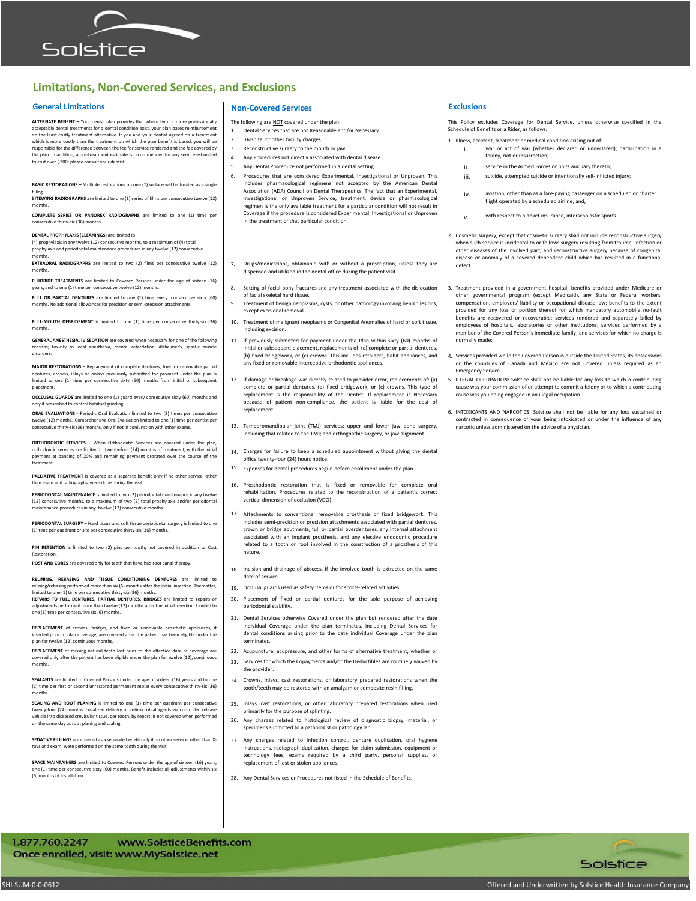# Limitations, Non-Covered Services, and Exclusions

## General Limitations

**ALTERNATE BENEFIT –** Your dental plan provides that where two or more professionally acceptable dental treatments for a dental condition exist, your plan bases reimbursement on the least costly treatment alternative. If you and your dentist agreed on a treatment which is more costly than the treatment on which the plan benefit is based, you will be responsible for the difference between the fee for service rendered and the fee covered by the plan. In addition, a pre-treatment estimate is recommended for any service estimated to cost over $300; please consult your dentist.

**BASIC RESTORATIONS –** Multiple restorations on one (1) surface will be treated as a single filling.

**BITEWING RADIOGRAPHS** are limited to one (1) series of films per consecutive twelve (12) months.

**COMPLETE SERIES OR PANOREX RADIOGRAPHS** are limited to one (1) time per consecutive thirty-six (36) months.

**DENTAL PROPHYLAXIS (CLEANINGS)** are limited to (4) prophylaxis in any twelve (12) consecutive months, to a maximum of (4) total prophylaxis and periodontal maintenance procedures in any twelve (12) consecutive months.

**EXTRAORAL RADIOGRAPHS** are limited to two (2) films per consecutive twelve (12) months.

**FLUORIDE TREATMENTS** are limited to Covered Persons under the age of sixteen (16) years, and to one (1) time per consecutive twelve (12) months.

**FULL OR PARTIAL DENTURES** are limited to one (1) time every consecutive sixty (60) months. No additional allowances for precision or semi-precision attachments.

**FULL-MOUTH DEBRIDEMENT** is limited to one (1) time per consecutive thirty-six (36) months.

**GENERAL ANESTHESIA, IV SEDATION** are covered when necessary for one of the following reasons; toxicity to local anesthesia, mental retardation, Alzheimer's, spastic muscle disorders.

**MAJOR RESTORATIONS –** Replacement of complete dentures, fixed or removable partial dentures, crowns, inlays or onlays previously submitted for payment under the plan is limited to one (1) time per consecutive sixty (60) months from initial or subsequent placement.

**OCCLUSAL GUARDS** are limited to one (1) guard every consecutive sixty (60) months and only if prescribed to control habitual grinding.

**ORAL EVALUATIONS -** Periodic Oral Evaluation limited to two (2) times per consecutive twelve (12) months. Comprehensive Oral Evaluation limited to one (1) time per dentist per consecutive thirty-six (36) months, only if not in conjunction with other exams.

**ORTHODONTIC SERVICES –** When Orthodontic Services are covered under the plan, orthodontic services are limited to twenty-four (24) months of treatment, with the initial payment at banding of 20% and remaining payment prorated over the course of the treatment.

**PALLIATIVE TREATMENT** is covered as a separate benefit only if no other service, other than exam and radiographs, were done during the visit.

**PERIODONTAL MAINTENANCE** is limited to two (2) periodontal maintenance in any twelve (12) consecutive months, to a maximum of two (2) total prophylaxis and/or periodontal maintenance procedures in any twelve (12) consecutive months.

**PERIODONTAL SURGERY –** Hard tissue and soft tissue periodontal surgery is limited to one (1) time per quadrant or site per consecutive thirty-six (36) months.

**PIN RETENTION** is limited to two (2) pins per tooth; not covered in addition to Cast Restoration.

**POST AND CORES** are covered only for teeth that have had root canal therapy.

**RELINING, REBASING AND TISSUE CONDITIONING DENTURES** are limited to relining/rebasing performed more than six (6) months after the initial insertion. Thereafter, limited to one (1) time per consecutive thirty-six (36) months.

**REPAIRS TO FULL DENTURES, PARTIAL DENTURES, BRIDGES** are limited to repairs or adjustments performed more than twelve (12) months after the initial insertion. Limited to one (1) time per consecutive six (6) months.

**REPLACEMENT** of crowns, bridges, and fixed or removable prosthetic appliances, if inserted prior to plan coverage, are covered after the patient has been eligible under the plan for twelve (12) continuous months.

**REPLACEMENT** of missing natural teeth lost prior to the effective date of coverage are covered only after the patient has been eligible under the plan for twelve (12), continuous months.

**SEALANTS** are limited to Covered Persons under the age of sixteen (16) years and to one (1) time per first or second unrestored permanent molar every consecutive thirty-six (36) months.

**SCALING AND ROOT PLANING** is limited to one (1) time per quadrant per consecutive twenty-four (24) months. Localized delivery of antimicrobial agents via controlled release vehicle into diseased crevicular tissue, per tooth, by report, is not covered when performed on the same day as root planing and scaling.

**SEDATIVE FILLINGS** are covered as a separate benefit only if no other service, other than X-rays and exam, were performed on the same tooth during the visit.

**SPACE MAINTAINERS** are limited to Covered Persons under the age of sixteen (16) years, one (1) time per consecutive sixty (60) months. Benefit includes all adjustments within six (6) months of installation.

## Non-Covered Services

The following are NOT covered under the plan:

1. Dental Services that are not Reasonable and/or Necessary.
2. Hospital or other facility charges.
3. Reconstructive surgery to the mouth or jaw.
4. Any Procedures not directly associated with dental disease.
5. Any Dental Procedure not performed in a dental setting.
6. Procedures that are considered Experimental, Investigational or Unproven. This includes pharmacological regimens not accepted by the American Dental Association (ADA) Council on Dental Therapeutics. The fact that an Experimental, Investigational or Unproven Service, treatment, device or pharmacological regimen is the only available treatment for a particular condition will not result in Coverage if the procedure is considered Experimental, Investigational or Unproven in the treatment of that particular condition.
7. Drugs/medications, obtainable with or without a prescription, unless they are dispensed and utilized in the dental office during the patient visit.
8. Setting of facial bony fractures and any treatment associated with the dislocation of facial skeletal hard tissue.
9. Treatment of benign neoplasms, cysts, or other pathology involving benign lesions, except excisional removal.
10. Treatment of malignant neoplasms or Congenital Anomalies of hard or soft tissue, including excision.
11. If previously submitted for payment under the Plan within sixty (60) months of initial or subsequent placement, replacements of: (a) complete or partial dentures, (b) fixed bridgework, or (c) crowns. This includes retainers, habit appliances, and any fixed or removable interceptive orthodontic appliances.
12. If damage or breakage was directly related to provider error, replacements of: (a) complete or partial dentures, (b) fixed bridgework, or (c) crowns. This type of replacement is the responsibility of the Dentist. If replacement is Necessary because of patient non-compliance, the patient is liable for the cost of replacement.
13. Temporomandibular joint (TMJ) services; upper and lower jaw bone surgery, including that related to the TMJ; and orthognathic surgery, or jaw alignment.
14. Charges for failure to keep a scheduled appointment without giving the dental office twenty-four (24) hours notice.
15. Expenses for dental procedures begun before enrollment under the plan.
16. Prosthodontic restoration that is fixed or removable for complete oral rehabilitation. Procedures related to the reconstruction of a patient's correct vertical dimension of occlusion (VDO).
17. Attachments to conventional removable prosthesis or fixed bridgework. This includes semi-precision or precision attachments associated with partial dentures, crown or bridge abutments, full or partial overdentures, any internal attachment associated with an implant prosthesis, and any elective endodontic procedure related to a tooth or root involved in the construction of a prosthesis of this nature.
18. Incision and drainage of abscess, if the involved tooth is extracted on the same date of service.
19. Occlusal guards used as safety items or for sports-related activities.
20. Placement of fixed or partial dentures for the sole purpose of achieving periodontal stability.
21. Dental Services otherwise Covered under the plan but rendered after the date individual Coverage under the plan terminates, including Dental Services for dental conditions arising prior to the date individual Coverage under the plan terminates.
22. Acupuncture, acupressure, and other forms of alternative treatment, whether or
23. Services for which the Copayments and/or the Deductibles are routinely waived by the provider.
24. Crowns, inlays, cast restorations, or laboratory prepared restorations when the tooth/teeth may be restored with an amalgam or composite resin filling.
25. Inlays, cast restorations, or other laboratory prepared restorations when used primarily for the purpose of splinting.
26. Any charges related to histological review of diagnostic biopsy, material, or specimens submitted to a pathologist or pathology lab.
27. Any charges related to infection control, denture duplication, oral hygiene instructions, radiograph duplication, charges for claim submission, equipment or technology fees, exams required by a third party, personal supplies, or replacement of lost or stolen appliances.
28. Any Dental Services or Procedures not listed in the Schedule of Benefits.

## Exclusions

This Policy excludes Coverage for Dental Service, unless otherwise specified in the Schedule of Benefits or a Rider, as follows:

1. Illness, accident, treatment or medical condition arising out of:
   - i. war or act of war (whether declared or undeclared); participation in a felony, riot or insurrection;
   - ii. service in the Armed Forces or units auxiliary thereto;
   - iii. suicide, attempted suicide or intentionally self-inflicted injury;
   - iv. aviation, other than as a fare-paying passenger on a scheduled or charter flight operated by a scheduled airline; and,
   - v. with respect to blanket insurance, interscholastic sports.
2. Cosmetic surgery, except that cosmetic surgery shall not include reconstructive surgery when such service is incidental to or follows surgery resulting from trauma, infection or other diseases of the involved part, and reconstructive surgery because of congenital disease or anomaly of a covered dependent child which has resulted in a functional defect.
3. Treatment provided in a government hospital; benefits provided under Medicare or other governmental program (except Medicaid), any State or Federal workers' compensation, employers' liability or occupational disease law; benefits to the extent provided for any loss or portion thereof for which mandatory automobile no-fault benefits are recovered or recoverable; services rendered and separately billed by employees of hospitals, laboratories or other institutions; services performed by a member of the Covered Person's immediate family; and services for which no charge is normally made;
4. Services provided while the Covered Person is outside the United States, its possessions or the countries of Canada and Mexico are not Covered unless required as an Emergency Service.
5. ILLEGAL OCCUPATION: Solstice shall not be liable for any loss to which a contributing cause was your commission of or attempt to commit a felony or to which a contributing cause was you being engaged in an illegal occupation.
6. INTOXICANTS AND NARCOTICS: Solstice shall not be liable for any loss sustained or contracted in consequence of your being intoxicated or under the influence of any narcotic unless administered on the advice of a physician.

1.877.760.2247 www.SolsticeBenefits.com
Once enrolled, visit: www.MySolstice.net

SHI-SUM-0-0-0612

Offered and Underwritten by Solstice Health Insurance Company